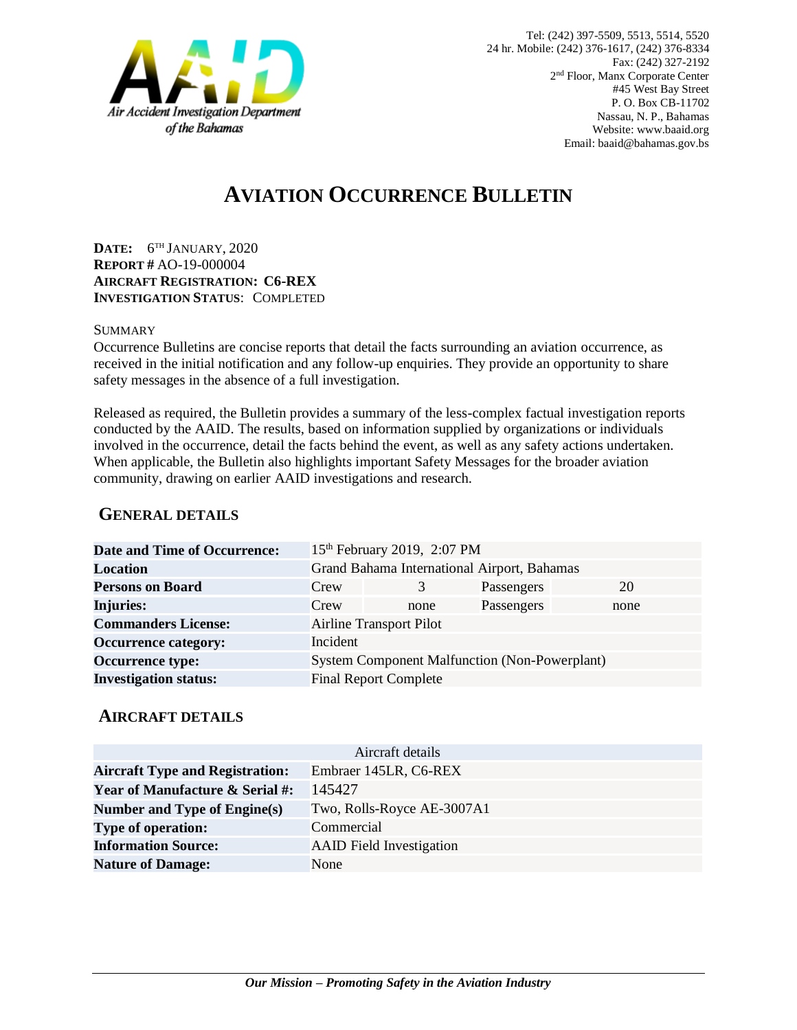Air Accident Investigation Department of the Bahamas

Tel: (242) 397-5509, 5513, 5514, 5520
24 hr. Mobile: (242) 376-1617, (242) 376-8334
Fax: (242) 327-2192
2nd Floor, Manx Corporate Center
#45 West Bay Street
P. O. Box CB-11702
Nassau, N. P., Bahamas
Website: www.baaid.org
Email: baaid@bahamas.gov.bs

# AVIATION OCCURRENCE BULLETIN

**DATE:** 6TH JANUARY, 2020
**REPORT #** AO-19-000004
**AIRCRAFT REGISTRATION: C6-REX**
**INVESTIGATION STATUS**: COMPLETED

SUMMARY

Occurrence Bulletins are concise reports that detail the facts surrounding an aviation occurrence, as received in the initial notification and any follow-up enquiries. They provide an opportunity to share safety messages in the absence of a full investigation.

Released as required, the Bulletin provides a summary of the less-complex factual investigation reports conducted by the AAID. The results, based on information supplied by organizations or individuals involved in the occurrence, detail the facts behind the event, as well as any safety actions undertaken. When applicable, the Bulletin also highlights important Safety Messages for the broader aviation community, drawing on earlier AAID investigations and research.

## GENERAL DETAILS

| | | | | |
|---|---|---|---|---|
| **Date and Time of Occurrence:** | 15th February 2019, 2:07 PM | | | |
| **Location** | Grand Bahama International Airport, Bahamas | | | |
| **Persons on Board** | Crew | 3 | Passengers | 20 |
| **Injuries:** | Crew | none | Passengers | none |
| **Commanders License:** | Airline Transport Pilot | | | |
| **Occurrence category:** | Incident | | | |
| **Occurrence type:** | System Component Malfunction (Non-Powerplant) | | | |
| **Investigation status:** | Final Report Complete | | | |

## AIRCRAFT DETAILS

| Aircraft details | |
|---|---|
| **Aircraft Type and Registration:** | Embraer 145LR, C6-REX |
| **Year of Manufacture & Serial #:** | 145427 |
| **Number and Type of Engine(s)** | Two, Rolls-Royce AE-3007A1 |
| **Type of operation:** | Commercial |
| **Information Source:** | AAID Field Investigation |
| **Nature of Damage:** | None |

*Our Mission – Promoting Safety in the Aviation Industry*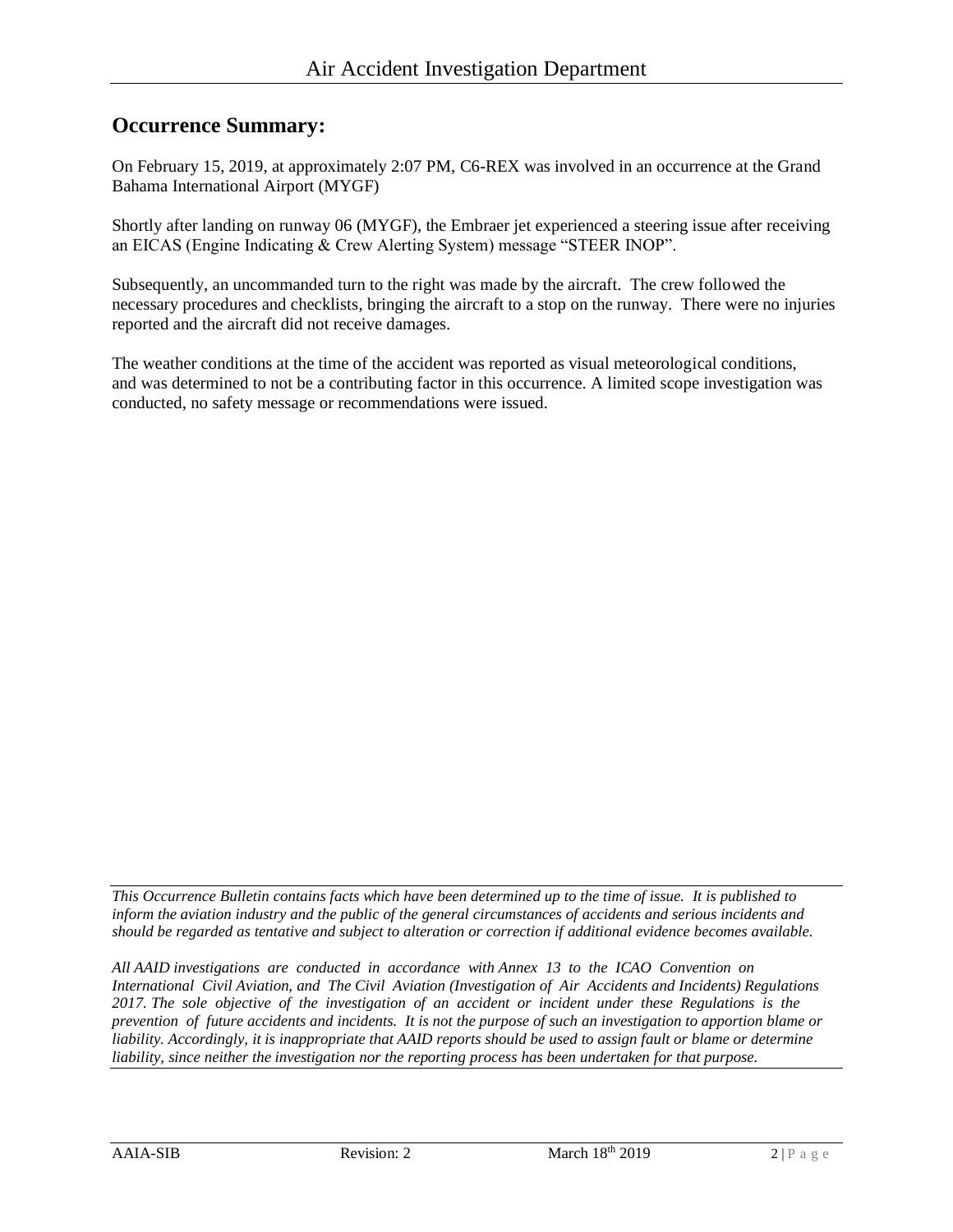## Occurrence Summary:

On February 15, 2019, at approximately 2:07 PM, C6-REX was involved in an occurrence at the Grand Bahama International Airport (MYGF)

Shortly after landing on runway 06 (MYGF), the Embraer jet experienced a steering issue after receiving an EICAS (Engine Indicating & Crew Alerting System) message “STEER INOP”.

Subsequently, an uncommanded turn to the right was made by the aircraft. The crew followed the necessary procedures and checklists, bringing the aircraft to a stop on the runway. There were no injuries reported and the aircraft did not receive damages.

The weather conditions at the time of the accident was reported as visual meteorological conditions, and was determined to not be a contributing factor in this occurrence. A limited scope investigation was conducted, no safety message or recommendations were issued.

*This Occurrence Bulletin contains facts which have been determined up to the time of issue. It is published to inform the aviation industry and the public of the general circumstances of accidents and serious incidents and should be regarded as tentative and subject to alteration or correction if additional evidence becomes available.*

*All AAID investigations are conducted in accordance with Annex 13 to the ICAO Convention on International Civil Aviation, and The Civil Aviation (Investigation of Air Accidents and Incidents) Regulations 2017. The sole objective of the investigation of an accident or incident under these Regulations is the prevention of future accidents and incidents. It is not the purpose of such an investigation to apportion blame or liability. Accordingly, it is inappropriate that AAID reports should be used to assign fault or blame or determine liability, since neither the investigation nor the reporting process has been undertaken for that purpose.*